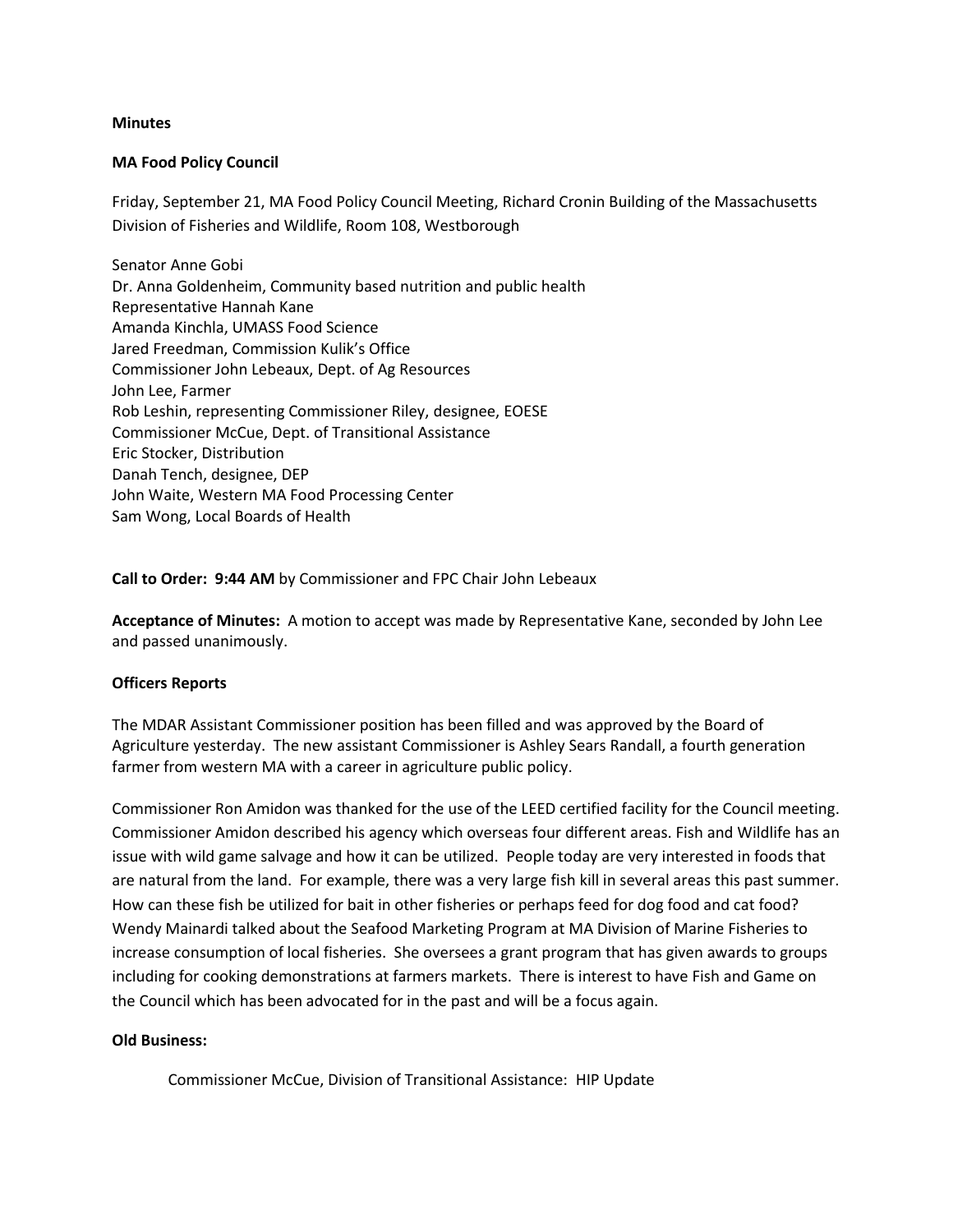**Minutes**

**MA Food Policy Council**

Friday, September 21, MA Food Policy Council Meeting, Richard Cronin Building of the Massachusetts Division of Fisheries and Wildlife, Room 108, Westborough

Senator Anne Gobi
Dr. Anna Goldenheim, Community based nutrition and public health
Representative Hannah Kane
Amanda Kinchla, UMASS Food Science
Jared Freedman, Commission Kulik's Office
Commissioner John Lebeaux, Dept. of Ag Resources
John Lee, Farmer
Rob Leshin, representing Commissioner Riley, designee, EOESE
Commissioner McCue, Dept. of Transitional Assistance
Eric Stocker, Distribution
Danah Tench, designee, DEP
John Waite, Western MA Food Processing Center
Sam Wong, Local Boards of Health

**Call to Order: 9:44 AM** by Commissioner and FPC Chair John Lebeaux

**Acceptance of Minutes:** A motion to accept was made by Representative Kane, seconded by John Lee and passed unanimously.

**Officers Reports**

The MDAR Assistant Commissioner position has been filled and was approved by the Board of Agriculture yesterday. The new assistant Commissioner is Ashley Sears Randall, a fourth generation farmer from western MA with a career in agriculture public policy.

Commissioner Ron Amidon was thanked for the use of the LEED certified facility for the Council meeting. Commissioner Amidon described his agency which overseas four different areas. Fish and Wildlife has an issue with wild game salvage and how it can be utilized. People today are very interested in foods that are natural from the land. For example, there was a very large fish kill in several areas this past summer. How can these fish be utilized for bait in other fisheries or perhaps feed for dog food and cat food? Wendy Mainardi talked about the Seafood Marketing Program at MA Division of Marine Fisheries to increase consumption of local fisheries. She oversees a grant program that has given awards to groups including for cooking demonstrations at farmers markets. There is interest to have Fish and Game on the Council which has been advocated for in the past and will be a focus again.

**Old Business:**

Commissioner McCue, Division of Transitional Assistance: HIP Update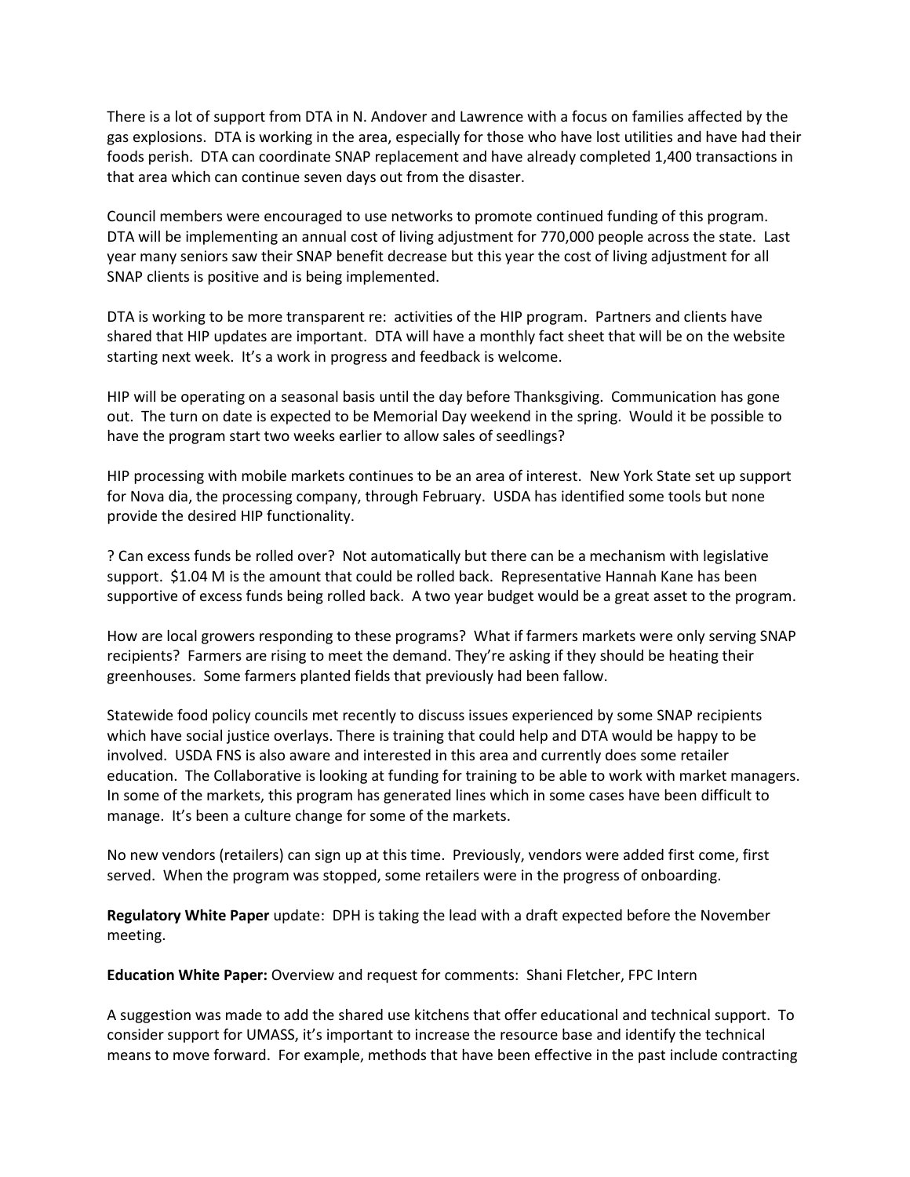There is a lot of support from DTA in N. Andover and Lawrence with a focus on families affected by the gas explosions. DTA is working in the area, especially for those who have lost utilities and have had their foods perish. DTA can coordinate SNAP replacement and have already completed 1,400 transactions in that area which can continue seven days out from the disaster.

Council members were encouraged to use networks to promote continued funding of this program. DTA will be implementing an annual cost of living adjustment for 770,000 people across the state. Last year many seniors saw their SNAP benefit decrease but this year the cost of living adjustment for all SNAP clients is positive and is being implemented.

DTA is working to be more transparent re: activities of the HIP program. Partners and clients have shared that HIP updates are important. DTA will have a monthly fact sheet that will be on the website starting next week. It's a work in progress and feedback is welcome.

HIP will be operating on a seasonal basis until the day before Thanksgiving. Communication has gone out. The turn on date is expected to be Memorial Day weekend in the spring. Would it be possible to have the program start two weeks earlier to allow sales of seedlings?

HIP processing with mobile markets continues to be an area of interest. New York State set up support for Nova dia, the processing company, through February. USDA has identified some tools but none provide the desired HIP functionality.

? Can excess funds be rolled over? Not automatically but there can be a mechanism with legislative support. $1.04 M is the amount that could be rolled back. Representative Hannah Kane has been supportive of excess funds being rolled back. A two year budget would be a great asset to the program.

How are local growers responding to these programs? What if farmers markets were only serving SNAP recipients? Farmers are rising to meet the demand. They're asking if they should be heating their greenhouses. Some farmers planted fields that previously had been fallow.

Statewide food policy councils met recently to discuss issues experienced by some SNAP recipients which have social justice overlays. There is training that could help and DTA would be happy to be involved. USDA FNS is also aware and interested in this area and currently does some retailer education. The Collaborative is looking at funding for training to be able to work with market managers. In some of the markets, this program has generated lines which in some cases have been difficult to manage. It's been a culture change for some of the markets.

No new vendors (retailers) can sign up at this time. Previously, vendors were added first come, first served. When the program was stopped, some retailers were in the progress of onboarding.

**Regulatory White Paper** update: DPH is taking the lead with a draft expected before the November meeting.

**Education White Paper:** Overview and request for comments: Shani Fletcher, FPC Intern

A suggestion was made to add the shared use kitchens that offer educational and technical support. To consider support for UMASS, it's important to increase the resource base and identify the technical means to move forward. For example, methods that have been effective in the past include contracting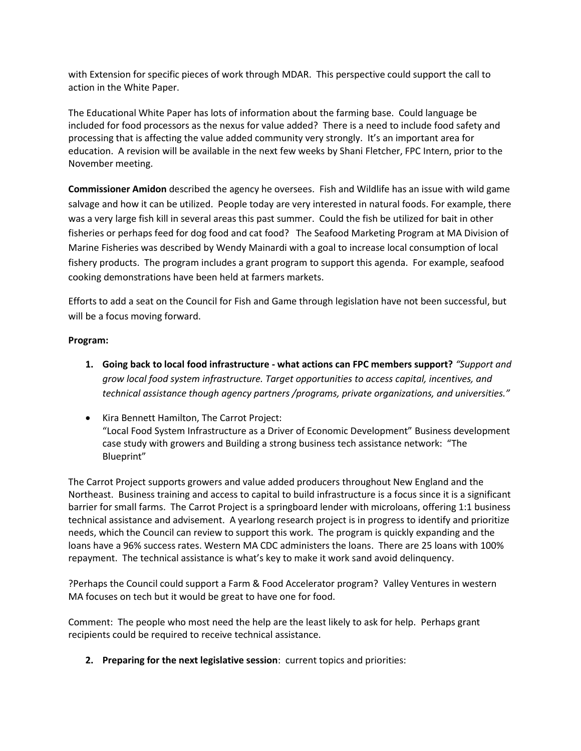with Extension for specific pieces of work through MDAR. This perspective could support the call to action in the White Paper.

The Educational White Paper has lots of information about the farming base. Could language be included for food processors as the nexus for value added? There is a need to include food safety and processing that is affecting the value added community very strongly. It's an important area for education. A revision will be available in the next few weeks by Shani Fletcher, FPC Intern, prior to the November meeting.

**Commissioner Amidon** described the agency he oversees. Fish and Wildlife has an issue with wild game salvage and how it can be utilized. People today are very interested in natural foods. For example, there was a very large fish kill in several areas this past summer. Could the fish be utilized for bait in other fisheries or perhaps feed for dog food and cat food? The Seafood Marketing Program at MA Division of Marine Fisheries was described by Wendy Mainardi with a goal to increase local consumption of local fishery products. The program includes a grant program to support this agenda. For example, seafood cooking demonstrations have been held at farmers markets.

Efforts to add a seat on the Council for Fish and Game through legislation have not been successful, but will be a focus moving forward.

**Program:**

1. **Going back to local food infrastructure - what actions can FPC members support?** *"Support and grow local food system infrastructure. Target opportunities to access capital, incentives, and technical assistance though agency partners /programs, private organizations, and universities."*

- Kira Bennett Hamilton, The Carrot Project:
  "Local Food System Infrastructure as a Driver of Economic Development" Business development case study with growers and Building a strong business tech assistance network: "The Blueprint"

The Carrot Project supports growers and value added producers throughout New England and the Northeast. Business training and access to capital to build infrastructure is a focus since it is a significant barrier for small farms. The Carrot Project is a springboard lender with microloans, offering 1:1 business technical assistance and advisement. A yearlong research project is in progress to identify and prioritize needs, which the Council can review to support this work. The program is quickly expanding and the loans have a 96% success rates. Western MA CDC administers the loans. There are 25 loans with 100% repayment. The technical assistance is what's key to make it work sand avoid delinquency.

?Perhaps the Council could support a Farm & Food Accelerator program? Valley Ventures in western MA focuses on tech but it would be great to have one for food.

Comment: The people who most need the help are the least likely to ask for help. Perhaps grant recipients could be required to receive technical assistance.

2. **Preparing for the next legislative session**: current topics and priorities: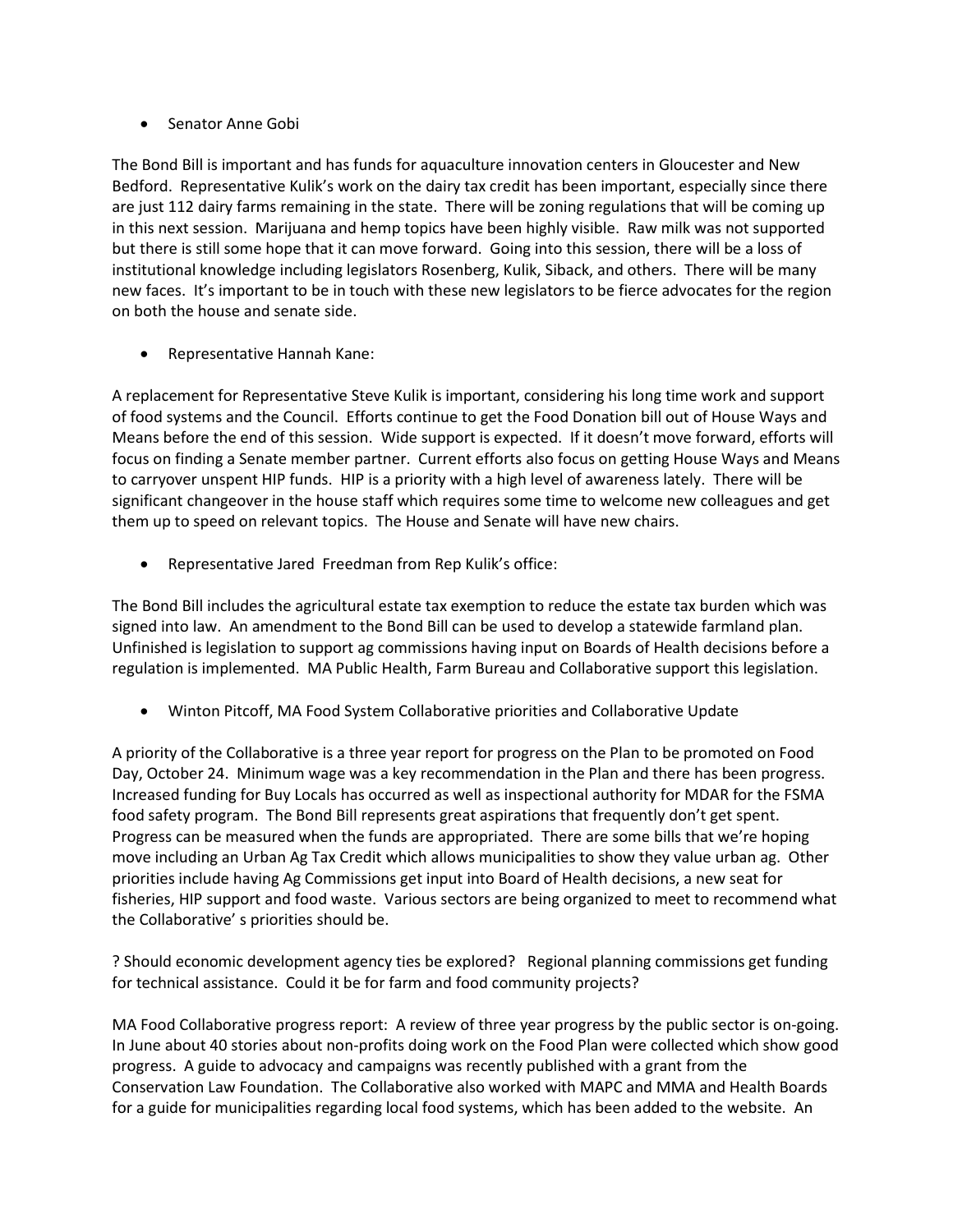- Senator Anne Gobi

The Bond Bill is important and has funds for aquaculture innovation centers in Gloucester and New Bedford. Representative Kulik's work on the dairy tax credit has been important, especially since there are just 112 dairy farms remaining in the state. There will be zoning regulations that will be coming up in this next session. Marijuana and hemp topics have been highly visible. Raw milk was not supported but there is still some hope that it can move forward. Going into this session, there will be a loss of institutional knowledge including legislators Rosenberg, Kulik, Siback, and others. There will be many new faces. It's important to be in touch with these new legislators to be fierce advocates for the region on both the house and senate side.

- Representative Hannah Kane:

A replacement for Representative Steve Kulik is important, considering his long time work and support of food systems and the Council. Efforts continue to get the Food Donation bill out of House Ways and Means before the end of this session. Wide support is expected. If it doesn't move forward, efforts will focus on finding a Senate member partner. Current efforts also focus on getting House Ways and Means to carryover unspent HIP funds. HIP is a priority with a high level of awareness lately. There will be significant changeover in the house staff which requires some time to welcome new colleagues and get them up to speed on relevant topics. The House and Senate will have new chairs.

- Representative Jared Freedman from Rep Kulik's office:

The Bond Bill includes the agricultural estate tax exemption to reduce the estate tax burden which was signed into law. An amendment to the Bond Bill can be used to develop a statewide farmland plan. Unfinished is legislation to support ag commissions having input on Boards of Health decisions before a regulation is implemented. MA Public Health, Farm Bureau and Collaborative support this legislation.

- Winton Pitcoff, MA Food System Collaborative priorities and Collaborative Update

A priority of the Collaborative is a three year report for progress on the Plan to be promoted on Food Day, October 24. Minimum wage was a key recommendation in the Plan and there has been progress. Increased funding for Buy Locals has occurred as well as inspectional authority for MDAR for the FSMA food safety program. The Bond Bill represents great aspirations that frequently don't get spent. Progress can be measured when the funds are appropriated. There are some bills that we're hoping move including an Urban Ag Tax Credit which allows municipalities to show they value urban ag. Other priorities include having Ag Commissions get input into Board of Health decisions, a new seat for fisheries, HIP support and food waste. Various sectors are being organized to meet to recommend what the Collaborative' s priorities should be.

? Should economic development agency ties be explored? Regional planning commissions get funding for technical assistance. Could it be for farm and food community projects?

MA Food Collaborative progress report: A review of three year progress by the public sector is on-going. In June about 40 stories about non-profits doing work on the Food Plan were collected which show good progress. A guide to advocacy and campaigns was recently published with a grant from the Conservation Law Foundation. The Collaborative also worked with MAPC and MMA and Health Boards for a guide for municipalities regarding local food systems, which has been added to the website. An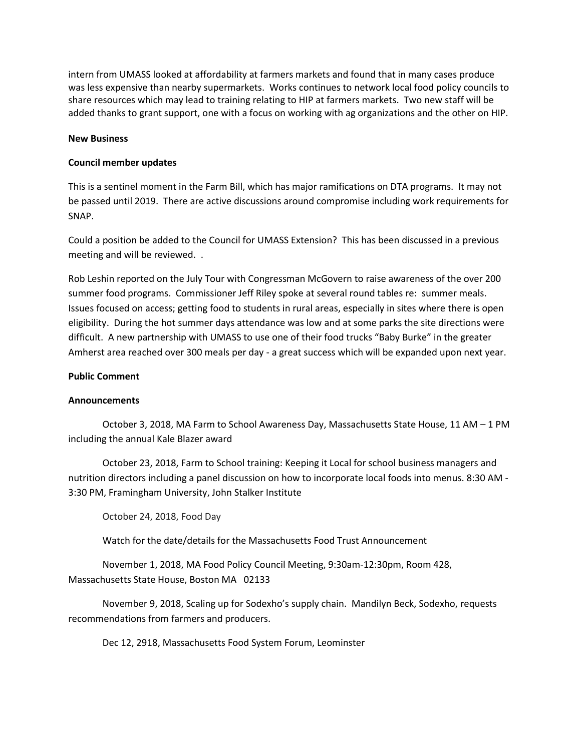intern from UMASS looked at affordability at farmers markets and found that in many cases produce was less expensive than nearby supermarkets. Works continues to network local food policy councils to share resources which may lead to training relating to HIP at farmers markets. Two new staff will be added thanks to grant support, one with a focus on working with ag organizations and the other on HIP.

**New Business**

**Council member updates**

This is a sentinel moment in the Farm Bill, which has major ramifications on DTA programs. It may not be passed until 2019. There are active discussions around compromise including work requirements for SNAP.

Could a position be added to the Council for UMASS Extension? This has been discussed in a previous meeting and will be reviewed. .

Rob Leshin reported on the July Tour with Congressman McGovern to raise awareness of the over 200 summer food programs. Commissioner Jeff Riley spoke at several round tables re: summer meals. Issues focused on access; getting food to students in rural areas, especially in sites where there is open eligibility. During the hot summer days attendance was low and at some parks the site directions were difficult. A new partnership with UMASS to use one of their food trucks "Baby Burke" in the greater Amherst area reached over 300 meals per day - a great success which will be expanded upon next year.

**Public Comment**

**Announcements**

October 3, 2018, MA Farm to School Awareness Day, Massachusetts State House, 11 AM – 1 PM including the annual Kale Blazer award

October 23, 2018, Farm to School training: Keeping it Local for school business managers and nutrition directors including a panel discussion on how to incorporate local foods into menus. 8:30 AM - 3:30 PM, Framingham University, John Stalker Institute

October 24, 2018, Food Day

Watch for the date/details for the Massachusetts Food Trust Announcement

November 1, 2018, MA Food Policy Council Meeting, 9:30am-12:30pm, Room 428, Massachusetts State House, Boston MA 02133

November 9, 2018, Scaling up for Sodexho's supply chain. Mandilyn Beck, Sodexho, requests recommendations from farmers and producers.

Dec 12, 2918, Massachusetts Food System Forum, Leominster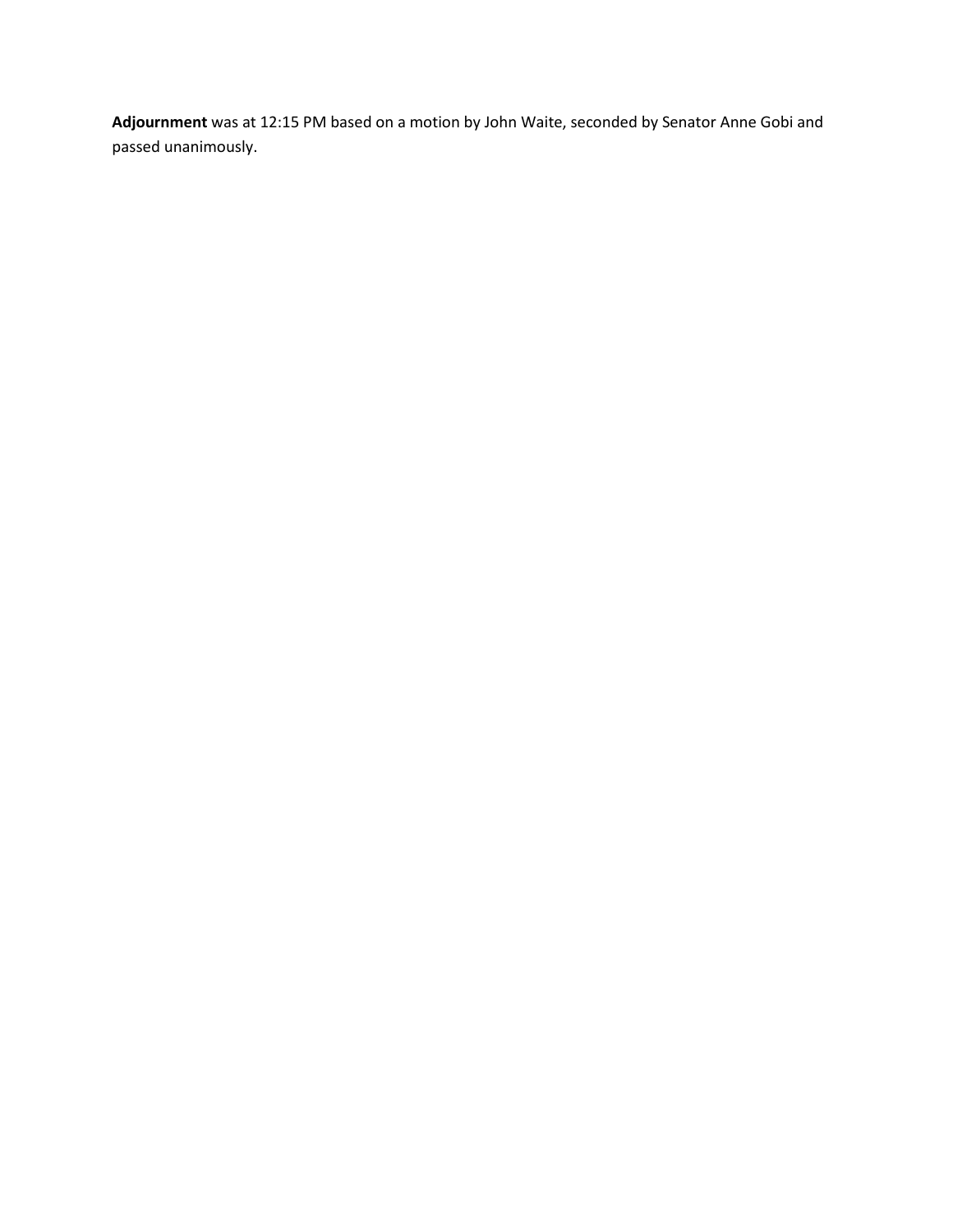**Adjournment** was at 12:15 PM based on a motion by John Waite, seconded by Senator Anne Gobi and passed unanimously.